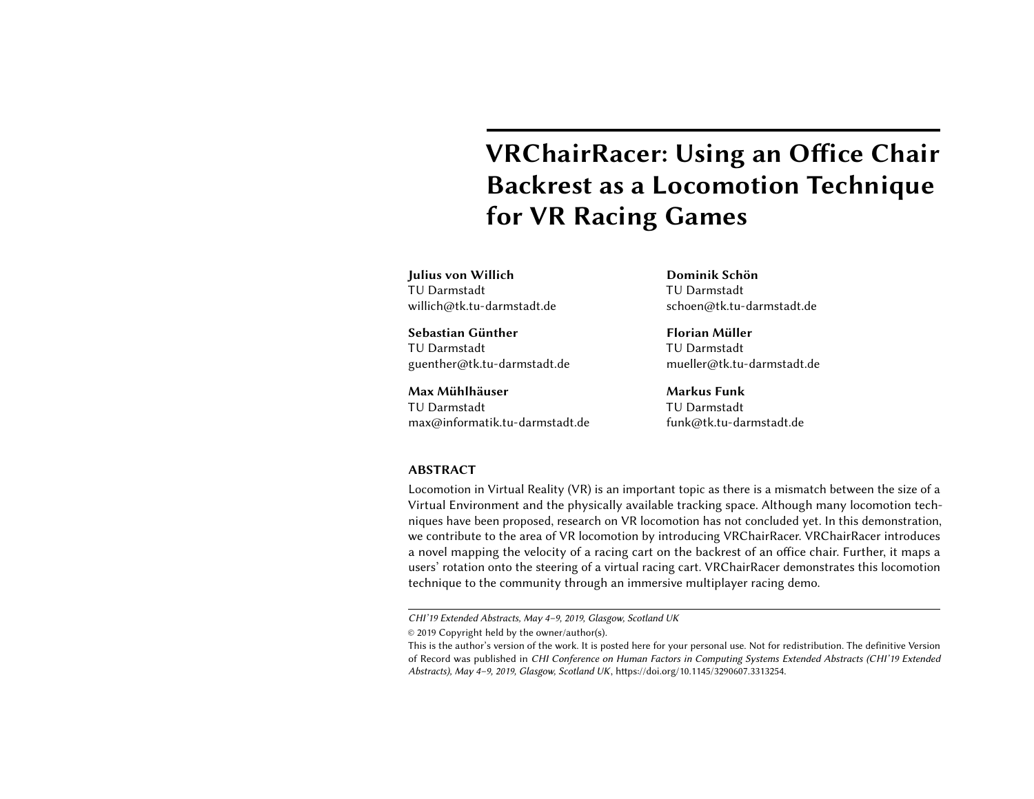# VRChairRacer: Using an Office Chair Backrest as a Locomotion Technique for VR Racing Games

**Julius von Willich**
TU Darmstadt
willich@tk.tu-darmstadt.de

**Dominik Schön**
TU Darmstadt
schoen@tk.tu-darmstadt.de

**Sebastian Günther**
TU Darmstadt
guenther@tk.tu-darmstadt.de

**Florian Müller**
TU Darmstadt
mueller@tk.tu-darmstadt.de

**Max Mühlhäuser**
TU Darmstadt
max@informatik.tu-darmstadt.de

**Markus Funk**
TU Darmstadt
funk@tk.tu-darmstadt.de

## ABSTRACT

Locomotion in Virtual Reality (VR) is an important topic as there is a mismatch between the size of a Virtual Environment and the physically available tracking space. Although many locomotion techniques have been proposed, research on VR locomotion has not concluded yet. In this demonstration, we contribute to the area of VR locomotion by introducing VRChairRacer. VRChairRacer introduces a novel mapping the velocity of a racing cart on the backrest of an office chair. Further, it maps a users' rotation onto the steering of a virtual racing cart. VRChairRacer demonstrates this locomotion technique to the community through an immersive multiplayer racing demo.

---

*CHI'19 Extended Abstracts, May 4–9, 2019, Glasgow, Scotland UK*

© 2019 Copyright held by the owner/author(s).

This is the author's version of the work. It is posted here for your personal use. Not for redistribution. The definitive Version of Record was published in *CHI Conference on Human Factors in Computing Systems Extended Abstracts (CHI'19 Extended Abstracts), May 4–9, 2019, Glasgow, Scotland UK*, https://doi.org/10.1145/3290607.3313254.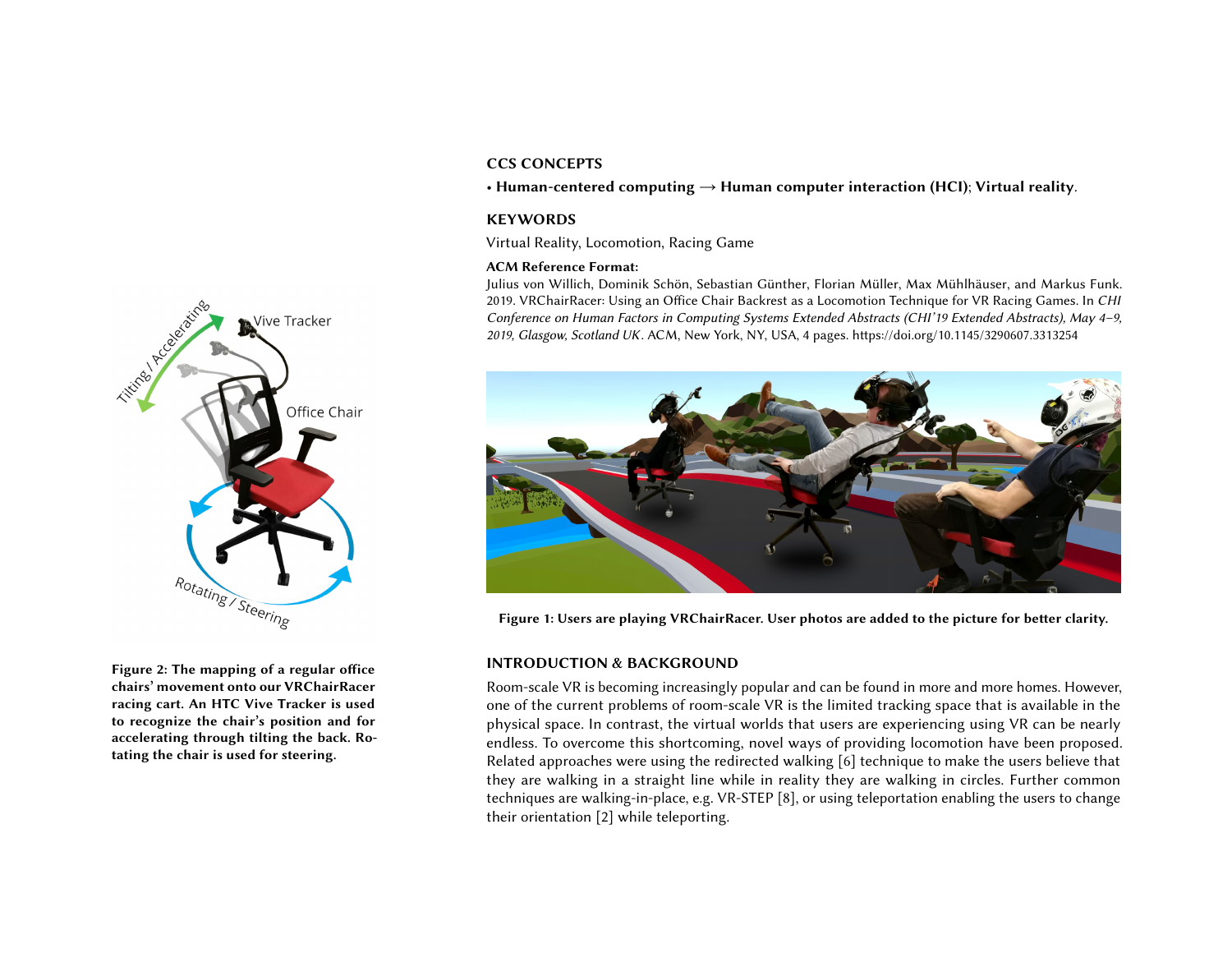## CCS CONCEPTS

• **Human-centered computing** → **Human computer interaction (HCI)**; **Virtual reality**.

## KEYWORDS

Virtual Reality, Locomotion, Racing Game

**ACM Reference Format:**

Julius von Willich, Dominik Schön, Sebastian Günther, Florian Müller, Max Mühlhäuser, and Markus Funk. 2019. VRChairRacer: Using an Office Chair Backrest as a Locomotion Technique for VR Racing Games. In *CHI Conference on Human Factors in Computing Systems Extended Abstracts (CHI'19 Extended Abstracts), May 4–9, 2019, Glasgow, Scotland UK*. ACM, New York, NY, USA, 4 pages. https://doi.org/10.1145/3290607.3313254

**Figure 1: Users are playing VRChairRacer. User photos are added to the picture for better clarity.**

**Figure 2: The mapping of a regular office chairs' movement onto our VRChairRacer racing cart. An HTC Vive Tracker is used to recognize the chair's position and for accelerating through tilting the back. Rotating the chair is used for steering.**

## INTRODUCTION & BACKGROUND

Room-scale VR is becoming increasingly popular and can be found in more and more homes. However, one of the current problems of room-scale VR is the limited tracking space that is available in the physical space. In contrast, the virtual worlds that users are experiencing using VR can be nearly endless. To overcome this shortcoming, novel ways of providing locomotion have been proposed. Related approaches were using the redirected walking [6] technique to make the users believe that they are walking in a straight line while in reality they are walking in circles. Further common techniques are walking-in-place, e.g. VR-STEP [8], or using teleportation enabling the users to change their orientation [2] while teleporting.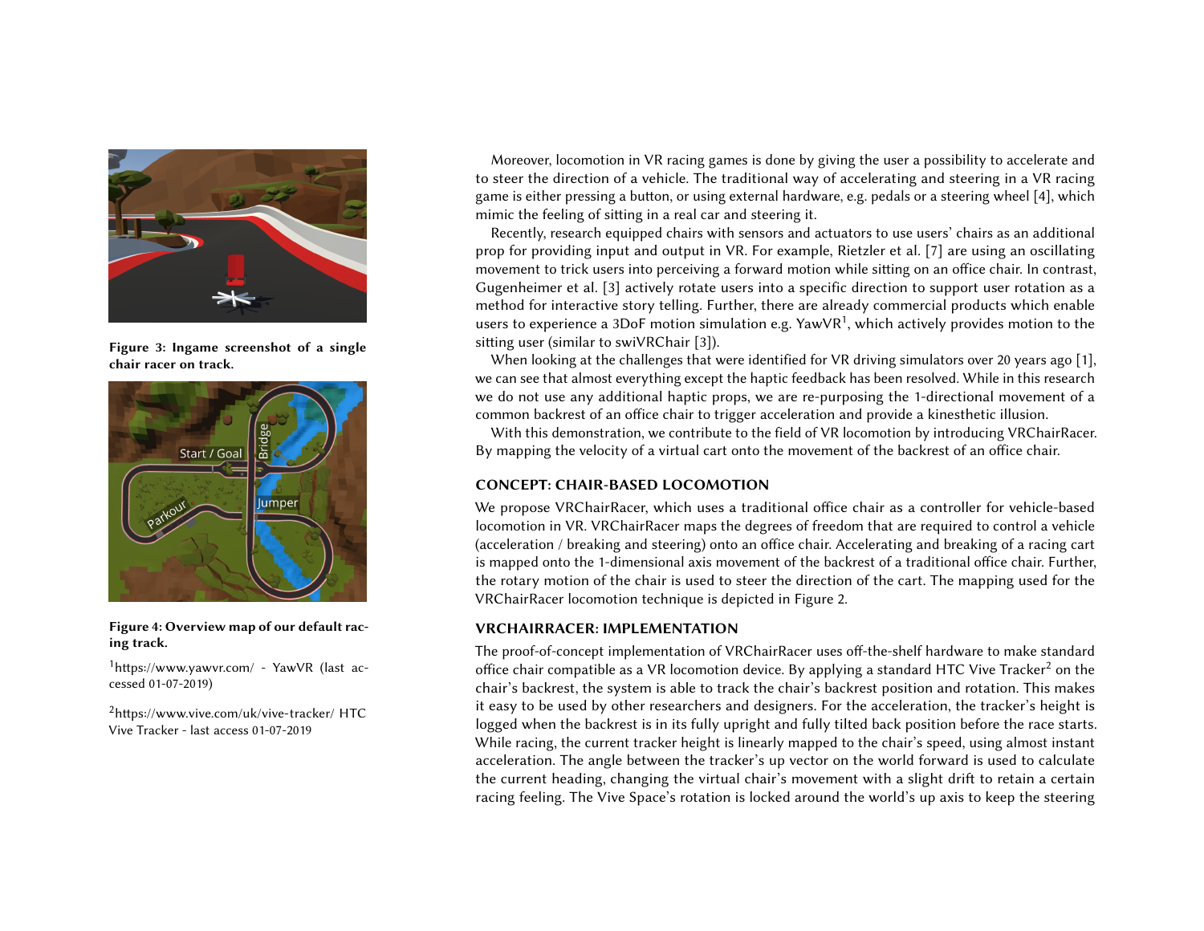Figure 3: Ingame screenshot of a single chair racer on track.

Figure 4: Overview map of our default racing track.

[1] https://www.yawvr.com/ - YawVR (last accessed 01-07-2019)

[2] https://www.vive.com/uk/vive-tracker/ HTC Vive Tracker - last access 01-07-2019

Moreover, locomotion in VR racing games is done by giving the user a possibility to accelerate and to steer the direction of a vehicle. The traditional way of accelerating and steering in a VR racing game is either pressing a button, or using external hardware, e.g. pedals or a steering wheel [4], which mimic the feeling of sitting in a real car and steering it.

Recently, research equipped chairs with sensors and actuators to use users' chairs as an additional prop for providing input and output in VR. For example, Rietzler et al. [7] are using an oscillating movement to trick users into perceiving a forward motion while sitting on an office chair. In contrast, Gugenheimer et al. [3] actively rotate users into a specific direction to support user rotation as a method for interactive story telling. Further, there are already commercial products which enable users to experience a 3DoF motion simulation e.g. YawVR[1], which actively provides motion to the sitting user (similar to swiVRChair [3]).

When looking at the challenges that were identified for VR driving simulators over 20 years ago [1], we can see that almost everything except the haptic feedback has been resolved. While in this research we do not use any additional haptic props, we are re-purposing the 1-directional movement of a common backrest of an office chair to trigger acceleration and provide a kinesthetic illusion.

With this demonstration, we contribute to the field of VR locomotion by introducing VRChairRacer. By mapping the velocity of a virtual cart onto the movement of the backrest of an office chair.

## CONCEPT: CHAIR-BASED LOCOMOTION

We propose VRChairRacer, which uses a traditional office chair as a controller for vehicle-based locomotion in VR. VRChairRacer maps the degrees of freedom that are required to control a vehicle (acceleration / breaking and steering) onto an office chair. Accelerating and breaking of a racing cart is mapped onto the 1-dimensional axis movement of the backrest of a traditional office chair. Further, the rotary motion of the chair is used to steer the direction of the cart. The mapping used for the VRChairRacer locomotion technique is depicted in Figure 2.

## VRCHAIRRACER: IMPLEMENTATION

The proof-of-concept implementation of VRChairRacer uses off-the-shelf hardware to make standard office chair compatible as a VR locomotion device. By applying a standard HTC Vive Tracker[2] on the chair's backrest, the system is able to track the chair's backrest position and rotation. This makes it easy to be used by other researchers and designers. For the acceleration, the tracker's height is logged when the backrest is in its fully upright and fully tilted back position before the race starts. While racing, the current tracker height is linearly mapped to the chair's speed, using almost instant acceleration. The angle between the tracker's up vector on the world forward is used to calculate the current heading, changing the virtual chair's movement with a slight drift to retain a certain racing feeling. The Vive Space's rotation is locked around the world's up axis to keep the steering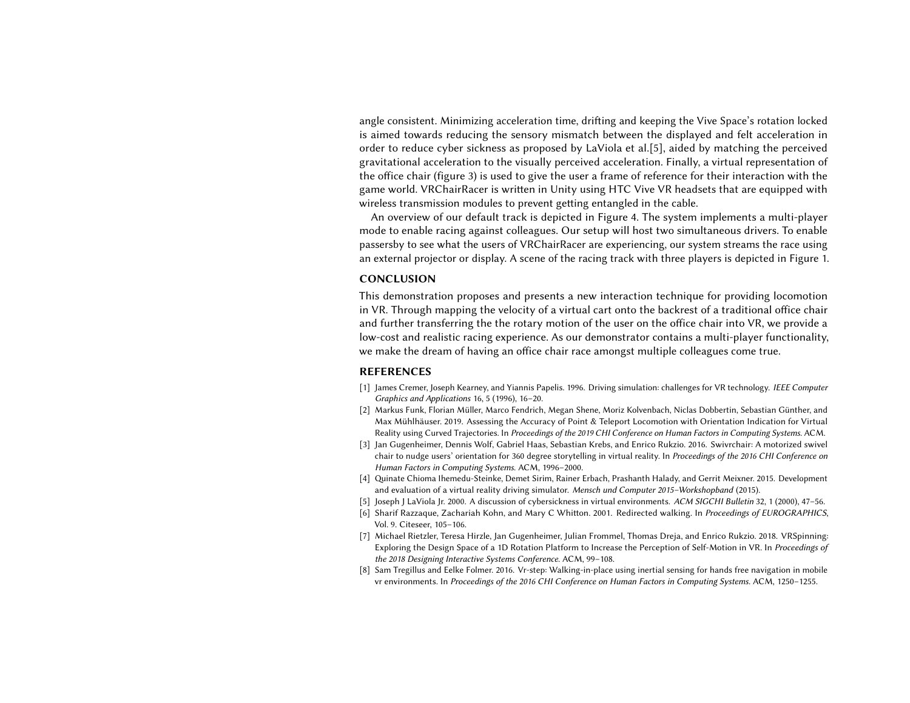angle consistent. Minimizing acceleration time, drifting and keeping the Vive Space's rotation locked is aimed towards reducing the sensory mismatch between the displayed and felt acceleration in order to reduce cyber sickness as proposed by LaViola et al.[5], aided by matching the perceived gravitational acceleration to the visually perceived acceleration. Finally, a virtual representation of the office chair (figure 3) is used to give the user a frame of reference for their interaction with the game world. VRChairRacer is written in Unity using HTC Vive VR headsets that are equipped with wireless transmission modules to prevent getting entangled in the cable.

An overview of our default track is depicted in Figure 4. The system implements a multi-player mode to enable racing against colleagues. Our setup will host two simultaneous drivers. To enable passersby to see what the users of VRChairRacer are experiencing, our system streams the race using an external projector or display. A scene of the racing track with three players is depicted in Figure 1.

## CONCLUSION

This demonstration proposes and presents a new interaction technique for providing locomotion in VR. Through mapping the velocity of a virtual cart onto the backrest of a traditional office chair and further transferring the the rotary motion of the user on the office chair into VR, we provide a low-cost and realistic racing experience. As our demonstrator contains a multi-player functionality, we make the dream of having an office chair race amongst multiple colleagues come true.

## REFERENCES

[1] James Cremer, Joseph Kearney, and Yiannis Papelis. 1996. Driving simulation: challenges for VR technology. *IEEE Computer Graphics and Applications* 16, 5 (1996), 16–20.

[2] Markus Funk, Florian Müller, Marco Fendrich, Megan Shene, Moriz Kolvenbach, Niclas Dobbertin, Sebastian Günther, and Max Mühlhäuser. 2019. Assessing the Accuracy of Point & Teleport Locomotion with Orientation Indication for Virtual Reality using Curved Trajectories. In *Proceedings of the 2019 CHI Conference on Human Factors in Computing Systems*. ACM.

[3] Jan Gugenheimer, Dennis Wolf, Gabriel Haas, Sebastian Krebs, and Enrico Rukzio. 2016. Swivrchair: A motorized swivel chair to nudge users' orientation for 360 degree storytelling in virtual reality. In *Proceedings of the 2016 CHI Conference on Human Factors in Computing Systems*. ACM, 1996–2000.

[4] Quinate Chioma Ihemedu-Steinke, Demet Sirim, Rainer Erbach, Prashanth Halady, and Gerrit Meixner. 2015. Development and evaluation of a virtual reality driving simulator. *Mensch und Computer 2015–Workshopband* (2015).

[5] Joseph J LaViola Jr. 2000. A discussion of cybersickness in virtual environments. *ACM SIGCHI Bulletin* 32, 1 (2000), 47–56.

[6] Sharif Razzaque, Zachariah Kohn, and Mary C Whitton. 2001. Redirected walking. In *Proceedings of EUROGRAPHICS*, Vol. 9. Citeseer, 105–106.

[7] Michael Rietzler, Teresa Hirzle, Jan Gugenheimer, Julian Frommel, Thomas Dreja, and Enrico Rukzio. 2018. VRSpinning: Exploring the Design Space of a 1D Rotation Platform to Increase the Perception of Self-Motion in VR. In *Proceedings of the 2018 Designing Interactive Systems Conference*. ACM, 99–108.

[8] Sam Tregillus and Eelke Folmer. 2016. Vr-step: Walking-in-place using inertial sensing for hands free navigation in mobile vr environments. In *Proceedings of the 2016 CHI Conference on Human Factors in Computing Systems*. ACM, 1250–1255.